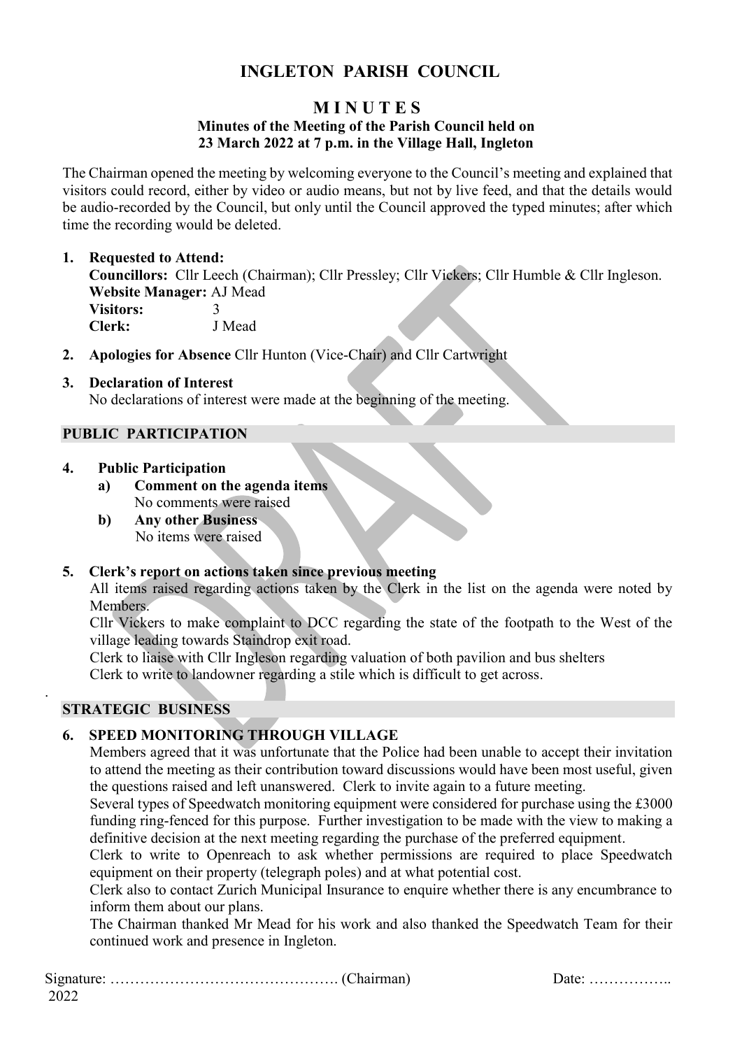# INGLETON PARISH COUNCIL

## M I N U T E S

**Minutes of the Meeting of the Parish Council held on 23 March 2022 at 7 p.m. in the Village Hall, Ingleton**

The Chairman opened the meeting by welcoming everyone to the Council's meeting and explained that visitors could record, either by video or audio means, but not by live feed, and that the details would be audio-recorded by the Council, but only until the Council approved the typed minutes; after which time the recording would be deleted.

1. **Requested to Attend:**
   **Councillors:** Cllr Leech (Chairman); Cllr Pressley; Cllr Vickers; Cllr Humble & Cllr Ingleson.
   **Website Manager:** AJ Mead
   **Visitors:** 3
   **Clerk:** J Mead

2. **Apologies for Absence** Cllr Hunton (Vice-Chair) and Cllr Cartwright

3. **Declaration of Interest**
   No declarations of interest were made at the beginning of the meeting.

### PUBLIC PARTICIPATION

4. **Public Participation**
   a) **Comment on the agenda items**
      No comments were raised
   b) **Any other Business**
      No items were raised

5. **Clerk's report on actions taken since previous meeting**
   All items raised regarding actions taken by the Clerk in the list on the agenda were noted by Members.
   Cllr Vickers to make complaint to DCC regarding the state of the footpath to the West of the village leading towards Staindrop exit road.
   Clerk to liaise with Cllr Ingleson regarding valuation of both pavilion and bus shelters
   Clerk to write to landowner regarding a stile which is difficult to get across.

### STRATEGIC BUSINESS

6. **SPEED MONITORING THROUGH VILLAGE**
   Members agreed that it was unfortunate that the Police had been unable to accept their invitation to attend the meeting as their contribution toward discussions would have been most useful, given the questions raised and left unanswered. Clerk to invite again to a future meeting.
   Several types of Speedwatch monitoring equipment were considered for purchase using the £3000 funding ring-fenced for this purpose. Further investigation to be made with the view to making a definitive decision at the next meeting regarding the purchase of the preferred equipment.
   Clerk to write to Openreach to ask whether permissions are required to place Speedwatch equipment on their property (telegraph poles) and at what potential cost.
   Clerk also to contact Zurich Municipal Insurance to enquire whether there is any encumbrance to inform them about our plans.
   The Chairman thanked Mr Mead for his work and also thanked the Speedwatch Team for their continued work and presence in Ingleton.

Signature: ………………………………………. (Chairman) Date: …………….. 2022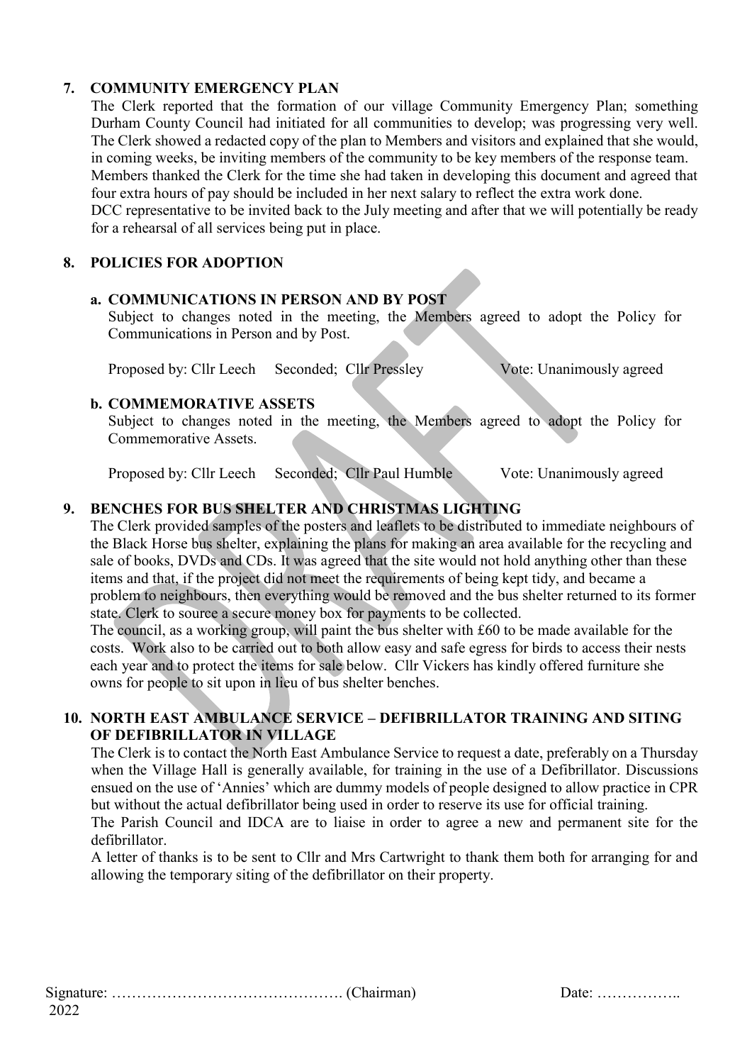## 7. COMMUNITY EMERGENCY PLAN

The Clerk reported that the formation of our village Community Emergency Plan; something Durham County Council had initiated for all communities to develop; was progressing very well. The Clerk showed a redacted copy of the plan to Members and visitors and explained that she would, in coming weeks, be inviting members of the community to be key members of the response team. Members thanked the Clerk for the time she had taken in developing this document and agreed that four extra hours of pay should be included in her next salary to reflect the extra work done. DCC representative to be invited back to the July meeting and after that we will potentially be ready for a rehearsal of all services being put in place.

## 8. POLICIES FOR ADOPTION

### a. COMMUNICATIONS IN PERSON AND BY POST

Subject to changes noted in the meeting, the Members agreed to adopt the Policy for Communications in Person and by Post.

Proposed by: Cllr Leech Seconded; Cllr Pressley Vote: Unanimously agreed

### b. COMMEMORATIVE ASSETS

Subject to changes noted in the meeting, the Members agreed to adopt the Policy for Commemorative Assets.

Proposed by: Cllr Leech Seconded; Cllr Paul Humble Vote: Unanimously agreed

## 9. BENCHES FOR BUS SHELTER AND CHRISTMAS LIGHTING

The Clerk provided samples of the posters and leaflets to be distributed to immediate neighbours of the Black Horse bus shelter, explaining the plans for making an area available for the recycling and sale of books, DVDs and CDs. It was agreed that the site would not hold anything other than these items and that, if the project did not meet the requirements of being kept tidy, and became a problem to neighbours, then everything would be removed and the bus shelter returned to its former state. Clerk to source a secure money box for payments to be collected.

The council, as a working group, will paint the bus shelter with £60 to be made available for the costs. Work also to be carried out to both allow easy and safe egress for birds to access their nests each year and to protect the items for sale below. Cllr Vickers has kindly offered furniture she owns for people to sit upon in lieu of bus shelter benches.

## 10. NORTH EAST AMBULANCE SERVICE – DEFIBRILLATOR TRAINING AND SITING OF DEFIBRILLATOR IN VILLAGE

The Clerk is to contact the North East Ambulance Service to request a date, preferably on a Thursday when the Village Hall is generally available, for training in the use of a Defibrillator. Discussions ensued on the use of 'Annies' which are dummy models of people designed to allow practice in CPR but without the actual defibrillator being used in order to reserve its use for official training.

The Parish Council and IDCA are to liaise in order to agree a new and permanent site for the defibrillator.

A letter of thanks is to be sent to Cllr and Mrs Cartwright to thank them both for arranging for and allowing the temporary siting of the defibrillator on their property.

Signature: ………………………………………. (Chairman) Date: …………….. 2022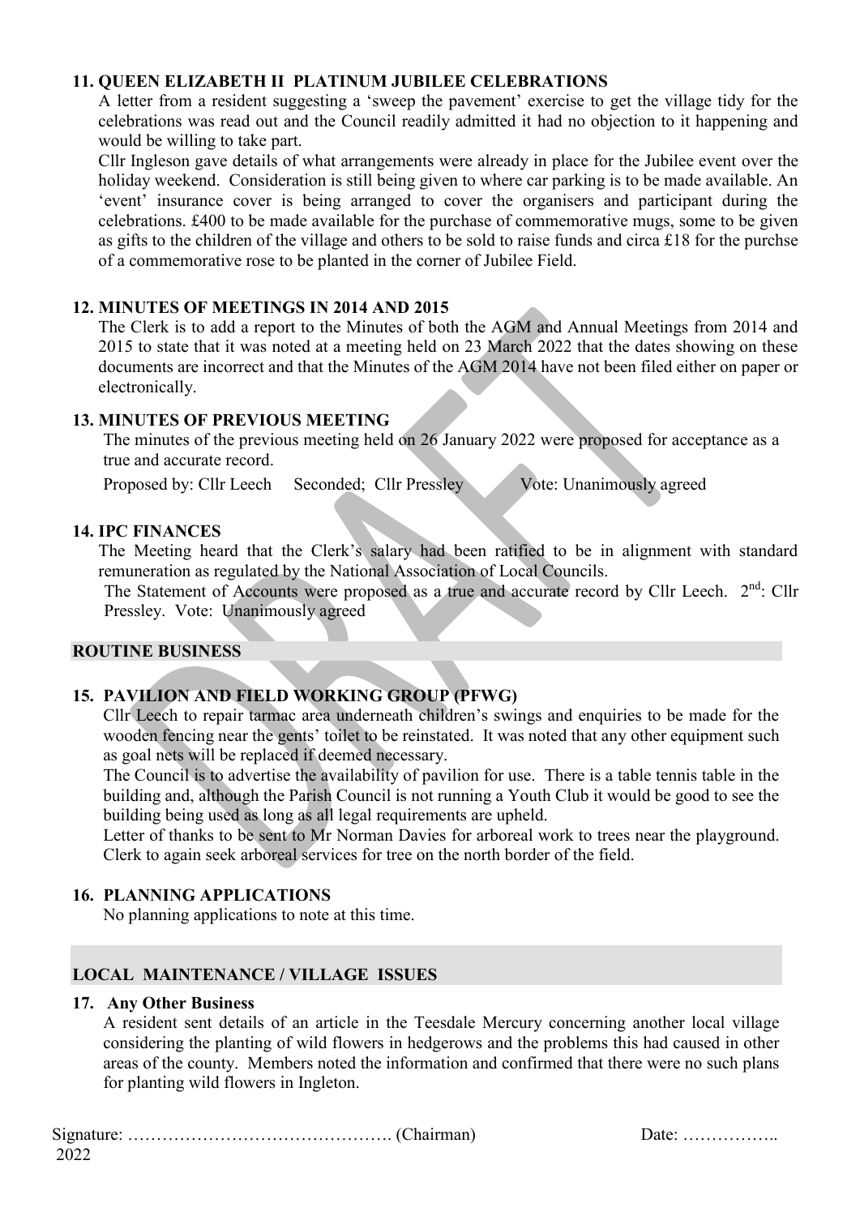## 11. QUEEN ELIZABETH II PLATINUM JUBILEE CELEBRATIONS

A letter from a resident suggesting a 'sweep the pavement' exercise to get the village tidy for the celebrations was read out and the Council readily admitted it had no objection to it happening and would be willing to take part.

Cllr Ingleson gave details of what arrangements were already in place for the Jubilee event over the holiday weekend. Consideration is still being given to where car parking is to be made available. An 'event' insurance cover is being arranged to cover the organisers and participant during the celebrations. £400 to be made available for the purchase of commemorative mugs, some to be given as gifts to the children of the village and others to be sold to raise funds and circa £18 for the purchse of a commemorative rose to be planted in the corner of Jubilee Field.

## 12. MINUTES OF MEETINGS IN 2014 AND 2015

The Clerk is to add a report to the Minutes of both the AGM and Annual Meetings from 2014 and 2015 to state that it was noted at a meeting held on 23 March 2022 that the dates showing on these documents are incorrect and that the Minutes of the AGM 2014 have not been filed either on paper or electronically.

## 13. MINUTES OF PREVIOUS MEETING

The minutes of the previous meeting held on 26 January 2022 were proposed for acceptance as a true and accurate record.

Proposed by: Cllr Leech Seconded; Cllr Pressley Vote: Unanimously agreed

## 14. IPC FINANCES

The Meeting heard that the Clerk's salary had been ratified to be in alignment with standard remuneration as regulated by the National Association of Local Councils.

The Statement of Accounts were proposed as a true and accurate record by Cllr Leech. 2nd: Cllr Pressley. Vote: Unanimously agreed

## ROUTINE BUSINESS

## 15. PAVILION AND FIELD WORKING GROUP (PFWG)

Cllr Leech to repair tarmac area underneath children's swings and enquiries to be made for the wooden fencing near the gents' toilet to be reinstated. It was noted that any other equipment such as goal nets will be replaced if deemed necessary.

The Council is to advertise the availability of pavilion for use. There is a table tennis table in the building and, although the Parish Council is not running a Youth Club it would be good to see the building being used as long as all legal requirements are upheld.

Letter of thanks to be sent to Mr Norman Davies for arboreal work to trees near the playground. Clerk to again seek arboreal services for tree on the north border of the field.

## 16. PLANNING APPLICATIONS

No planning applications to note at this time.

## LOCAL MAINTENANCE / VILLAGE ISSUES

## 17. Any Other Business

A resident sent details of an article in the Teesdale Mercury concerning another local village considering the planting of wild flowers in hedgerows and the problems this had caused in other areas of the county. Members noted the information and confirmed that there were no such plans for planting wild flowers in Ingleton.

Signature: ………………………………………. (Chairman) Date: …………….. 2022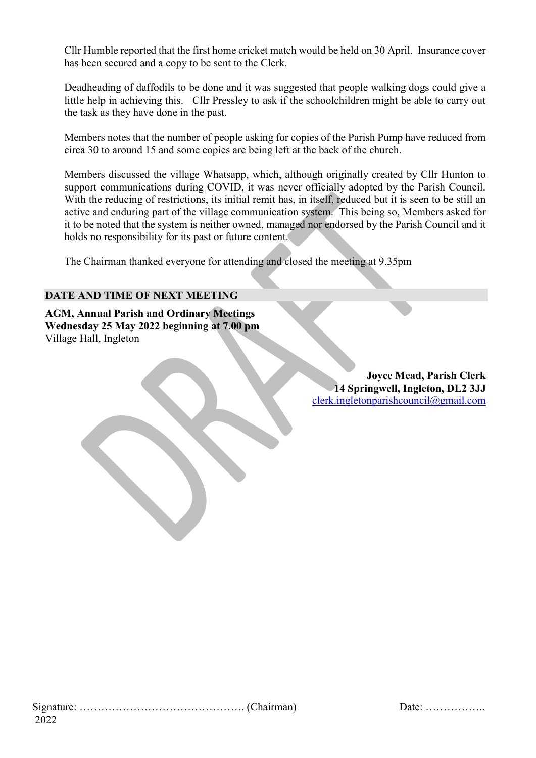Cllr Humble reported that the first home cricket match would be held on 30 April. Insurance cover has been secured and a copy to be sent to the Clerk.

Deadheading of daffodils to be done and it was suggested that people walking dogs could give a little help in achieving this. Cllr Pressley to ask if the schoolchildren might be able to carry out the task as they have done in the past.

Members notes that the number of people asking for copies of the Parish Pump have reduced from circa 30 to around 15 and some copies are being left at the back of the church.

Members discussed the village Whatsapp, which, although originally created by Cllr Hunton to support communications during COVID, it was never officially adopted by the Parish Council. With the reducing of restrictions, its initial remit has, in itself, reduced but it is seen to be still an active and enduring part of the village communication system. This being so, Members asked for it to be noted that the system is neither owned, managed nor endorsed by the Parish Council and it holds no responsibility for its past or future content.

The Chairman thanked everyone for attending and closed the meeting at 9.35pm

## DATE AND TIME OF NEXT MEETING

**AGM, Annual Parish and Ordinary Meetings**
**Wednesday 25 May 2022 beginning at 7.00 pm**
Village Hall, Ingleton

**Joyce Mead, Parish Clerk**
**14 Springwell, Ingleton, DL2 3JJ**
clerk.ingletonparishcouncil@gmail.com

Signature: ………………………………………. (Chairman) Date: …………….. 2022